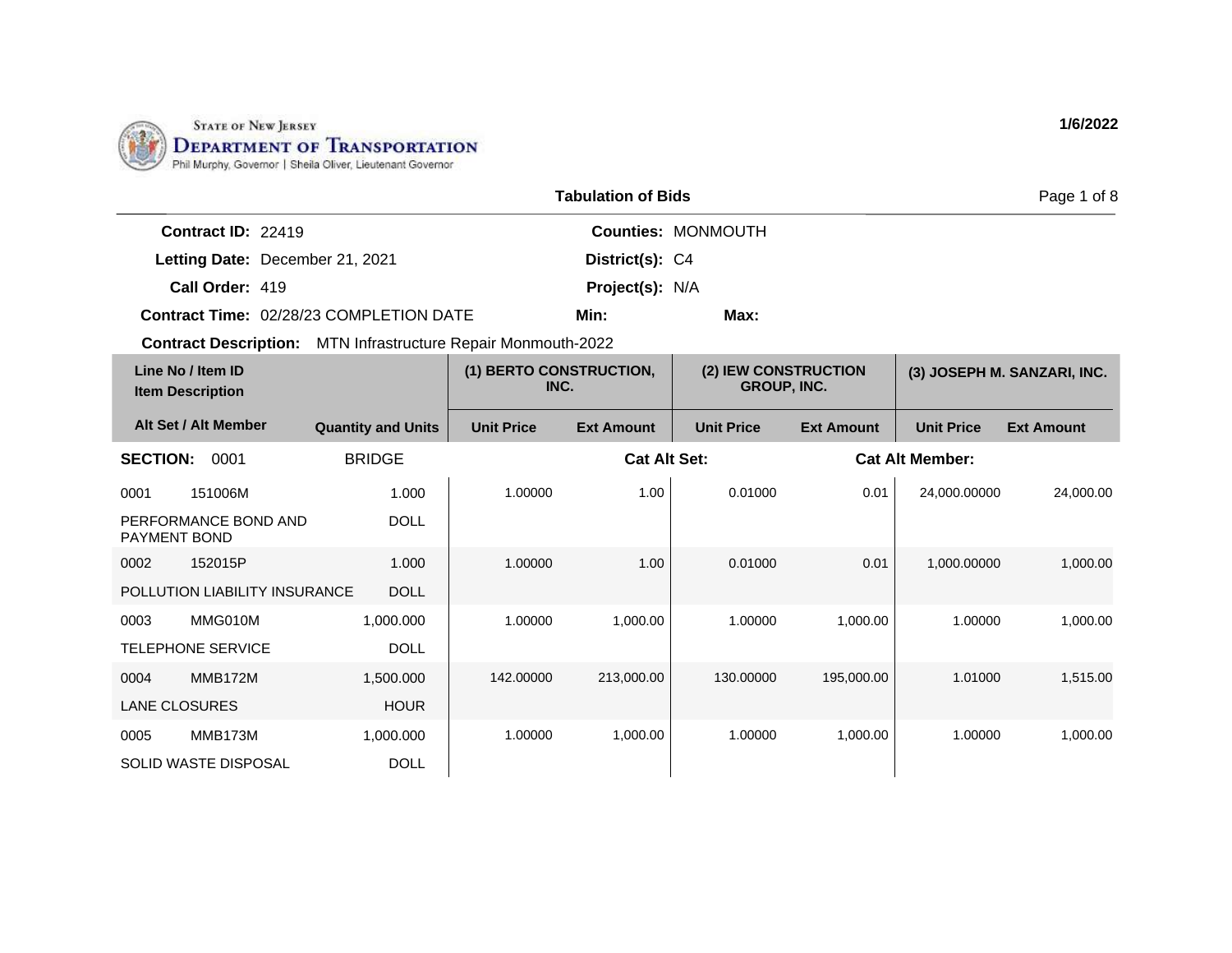State of New Jersey
**Department of Transportation**
Phil Murphy, Governor | Sheila Oliver, Lieutenant Governor

1/6/2022

## Tabulation of Bids

**Contract ID:** 22419 | **Counties:** MONMOUTH
**Letting Date:** December 21, 2021 | **District(s):** C4
**Call Order:** 419 | **Project(s):** N/A
**Contract Time:** 02/28/23 COMPLETION DATE | **Min:** | **Max:**
**Contract Description:** MTN Infrastructure Repair Monmouth-2022

| Line No / Item ID | Item Description | Quantity and Units | (1) BERTO CONSTRUCTION, INC. Unit Price | (1) BERTO CONSTRUCTION, INC. Ext Amount | (2) IEW CONSTRUCTION GROUP, INC. Unit Price | (2) IEW CONSTRUCTION GROUP, INC. Ext Amount | (3) JOSEPH M. SANZARI, INC. Unit Price | (3) JOSEPH M. SANZARI, INC. Ext Amount |
|---|---|---|---|---|---|---|---|---|
| **SECTION: 0001** | BRIDGE | | | Cat Alt Set: | | Cat Alt Member: | | |
| 0001 151006M | PERFORMANCE BOND AND PAYMENT BOND | 1.000 DOLL | 1.00000 | 1.00 | 0.01000 | 0.01 | 24,000.00000 | 24,000.00 |
| 0002 152015P | POLLUTION LIABILITY INSURANCE | 1.000 DOLL | 1.00000 | 1.00 | 0.01000 | 0.01 | 1,000.00000 | 1,000.00 |
| 0003 MMG010M | TELEPHONE SERVICE | 1,000.000 DOLL | 1.00000 | 1,000.00 | 1.00000 | 1,000.00 | 1.00000 | 1,000.00 |
| 0004 MMB172M | LANE CLOSURES | 1,500.000 HOUR | 142.00000 | 213,000.00 | 130.00000 | 195,000.00 | 1.01000 | 1,515.00 |
| 0005 MMB173M | SOLID WASTE DISPOSAL | 1,000.000 DOLL | 1.00000 | 1,000.00 | 1.00000 | 1,000.00 | 1.00000 | 1,000.00 |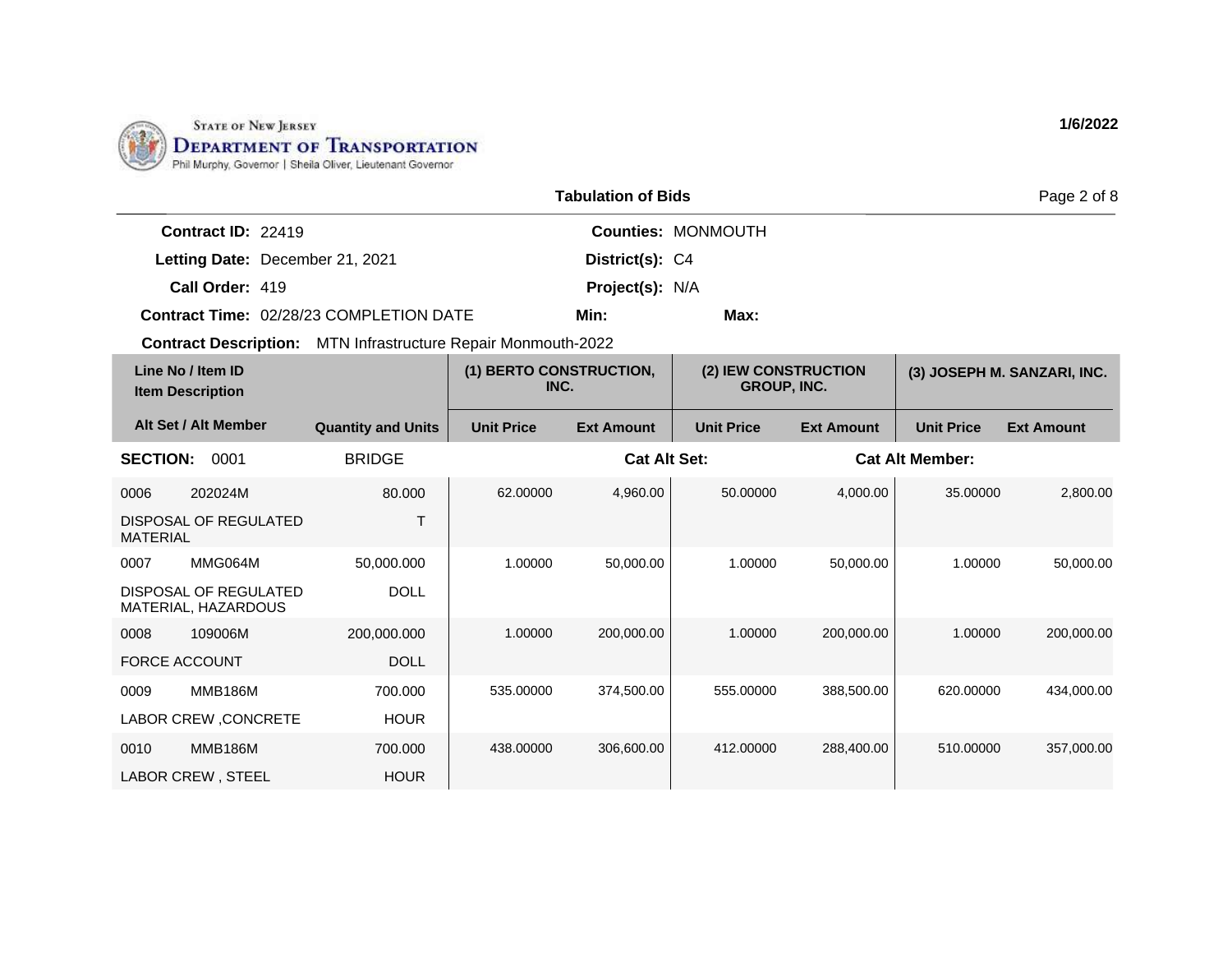STATE OF NEW JERSEY
DEPARTMENT OF TRANSPORTATION
Phil Murphy, Governor | Sheila Oliver, Lieutenant Governor

1/6/2022

## Tabulation of Bids

**Contract ID:** 22419
**Letting Date:** December 21, 2021
**Call Order:** 419
**Contract Time:** 02/28/23 COMPLETION DATE
**Counties:** MONMOUTH
**District(s):** C4
**Project(s):** N/A
**Min:**
**Max:**

**Contract Description:** MTN Infrastructure Repair Monmouth-2022

| Line No / Item ID / Item Description | | Quantity and Units | (1) BERTO CONSTRUCTION, INC. | | (2) IEW CONSTRUCTION GROUP, INC. | | (3) JOSEPH M. SANZARI, INC. | |
|---|---|---|---|---|---|---|---|---|
| Alt Set / Alt Member | | | Unit Price | Ext Amount | Unit Price | Ext Amount | Unit Price | Ext Amount |
| **SECTION:** 0001 | | BRIDGE | | **Cat Alt Set:** | | **Cat Alt Member:** | | |
| 0006 | 202024M | 80.000 | 62.00000 | 4,960.00 | 50.00000 | 4,000.00 | 35.00000 | 2,800.00 |
| DISPOSAL OF REGULATED MATERIAL | | T | | | | | | |
| 0007 | MMG064M | 50,000.000 | 1.00000 | 50,000.00 | 1.00000 | 50,000.00 | 1.00000 | 50,000.00 |
| DISPOSAL OF REGULATED MATERIAL, HAZARDOUS | | DOLL | | | | | | |
| 0008 | 109006M | 200,000.000 | 1.00000 | 200,000.00 | 1.00000 | 200,000.00 | 1.00000 | 200,000.00 |
| FORCE ACCOUNT | | DOLL | | | | | | |
| 0009 | MMB186M | 700.000 | 535.00000 | 374,500.00 | 555.00000 | 388,500.00 | 620.00000 | 434,000.00 |
| LABOR CREW ,CONCRETE | | HOUR | | | | | | |
| 0010 | MMB186M | 700.000 | 438.00000 | 306,600.00 | 412.00000 | 288,400.00 | 510.00000 | 357,000.00 |
| LABOR CREW , STEEL | | HOUR | | | | | | |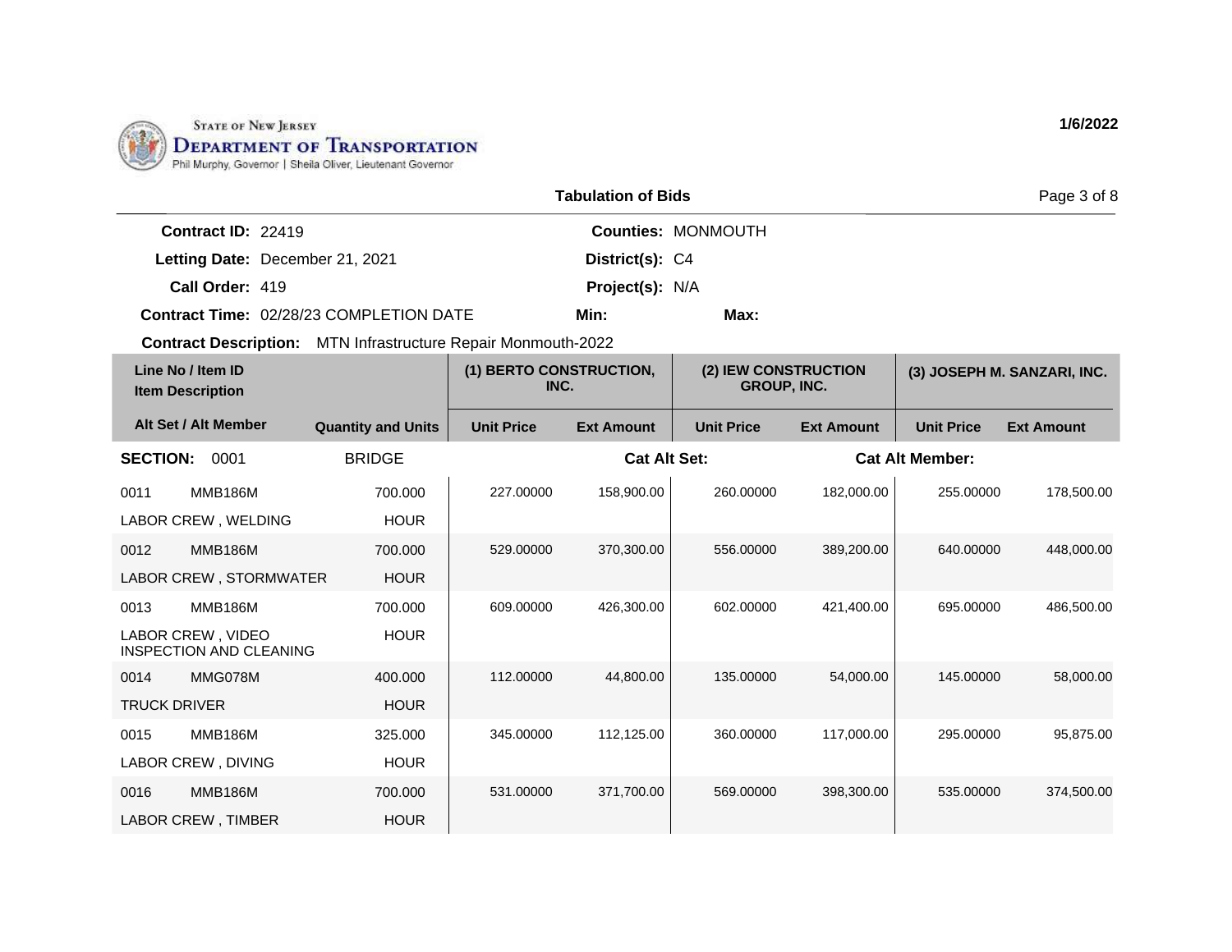STATE OF NEW JERSEY
**DEPARTMENT OF TRANSPORTATION**
Phil Murphy, Governor | Sheila Oliver, Lieutenant Governor

**1/6/2022**

## Tabulation of Bids

**Contract ID:** 22419
**Letting Date:** December 21, 2021
**Call Order:** 419
**Contract Time:** 02/28/23 COMPLETION DATE
**Contract Description:** MTN Infrastructure Repair Monmouth-2022

**Counties:** MONMOUTH
**District(s):** C4
**Project(s):** N/A
**Min:**
**Max:**

| Line No / Item ID / Item Description | Alt Set / Alt Member | Quantity and Units | (1) BERTO CONSTRUCTION, INC. Unit Price | (1) BERTO CONSTRUCTION, INC. Ext Amount | (2) IEW CONSTRUCTION GROUP, INC. Unit Price | (2) IEW CONSTRUCTION GROUP, INC. Ext Amount | (3) JOSEPH M. SANZARI, INC. Unit Price | (3) JOSEPH M. SANZARI, INC. Ext Amount |
|---|---|---|---|---|---|---|---|---|
| **SECTION: 0001** | | BRIDGE | | **Cat Alt Set:** | | **Cat Alt Member:** | | |
| 0011 MMB186M LABOR CREW , WELDING | | 700.000 HOUR | 227.00000 | 158,900.00 | 260.00000 | 182,000.00 | 255.00000 | 178,500.00 |
| 0012 MMB186M LABOR CREW , STORMWATER | | 700.000 HOUR | 529.00000 | 370,300.00 | 556.00000 | 389,200.00 | 640.00000 | 448,000.00 |
| 0013 MMB186M LABOR CREW , VIDEO INSPECTION AND CLEANING | | 700.000 HOUR | 609.00000 | 426,300.00 | 602.00000 | 421,400.00 | 695.00000 | 486,500.00 |
| 0014 MMG078M TRUCK DRIVER | | 400.000 HOUR | 112.00000 | 44,800.00 | 135.00000 | 54,000.00 | 145.00000 | 58,000.00 |
| 0015 MMB186M LABOR CREW , DIVING | | 325.000 HOUR | 345.00000 | 112,125.00 | 360.00000 | 117,000.00 | 295.00000 | 95,875.00 |
| 0016 MMB186M LABOR CREW , TIMBER | | 700.000 HOUR | 531.00000 | 371,700.00 | 569.00000 | 398,300.00 | 535.00000 | 374,500.00 |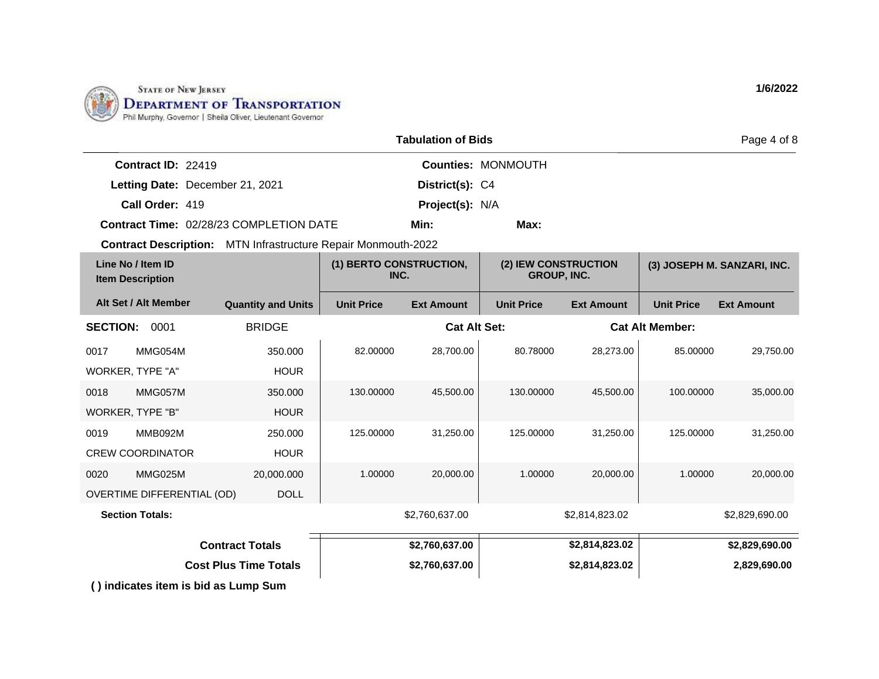STATE OF NEW JERSEY
**DEPARTMENT OF TRANSPORTATION**
Phil Murphy, Governor | Sheila Oliver, Lieutenant Governor

**1/6/2022**

## Tabulation of Bids

**Contract ID:** 22419
**Letting Date:** December 21, 2021
**Call Order:** 419
**Contract Time:** 02/28/23 COMPLETION DATE
**Contract Description:** MTN Infrastructure Repair Monmouth-2022

**Counties:** MONMOUTH
**District(s):** C4
**Project(s):** N/A
**Min:**
**Max:**

| Line No / Item ID / Item Description | Alt Set / Alt Member | Quantity and Units | (1) BERTO CONSTRUCTION, INC. | | (2) IEW CONSTRUCTION GROUP, INC. | | (3) JOSEPH M. SANZARI, INC. | |
|---|---|---|---|---|---|---|---|---|
| | | | Unit Price | Ext Amount | Unit Price | Ext Amount | Unit Price | Ext Amount |
| **SECTION: 0001** | BRIDGE | | **Cat Alt Set:** | | | **Cat Alt Member:** | | |
| 0017 MMG054M WORKER, TYPE "A" | | 350.000 HOUR | 82.00000 | 28,700.00 | 80.78000 | 28,273.00 | 85.00000 | 29,750.00 |
| 0018 MMG057M WORKER, TYPE "B" | | 350.000 HOUR | 130.00000 | 45,500.00 | 130.00000 | 45,500.00 | 100.00000 | 35,000.00 |
| 0019 MMB092M CREW COORDINATOR | | 250.000 HOUR | 125.00000 | 31,250.00 | 125.00000 | 31,250.00 | 125.00000 | 31,250.00 |
| 0020 MMG025M OVERTIME DIFFERENTIAL (OD) | | 20,000.000 DOLL | 1.00000 | 20,000.00 | 1.00000 | 20,000.00 | 1.00000 | 20,000.00 |
| **Section Totals:** | | | | $2,760,637.00 | | $2,814,823.02 | | $2,829,690.00 |
| **Contract Totals** | | | | **$2,760,637.00** | | **$2,814,823.02** | | **$2,829,690.00** |
| **Cost Plus Time Totals** | | | | **$2,760,637.00** | | **$2,814,823.02** | | **2,829,690.00** |

**( ) indicates item is bid as Lump Sum**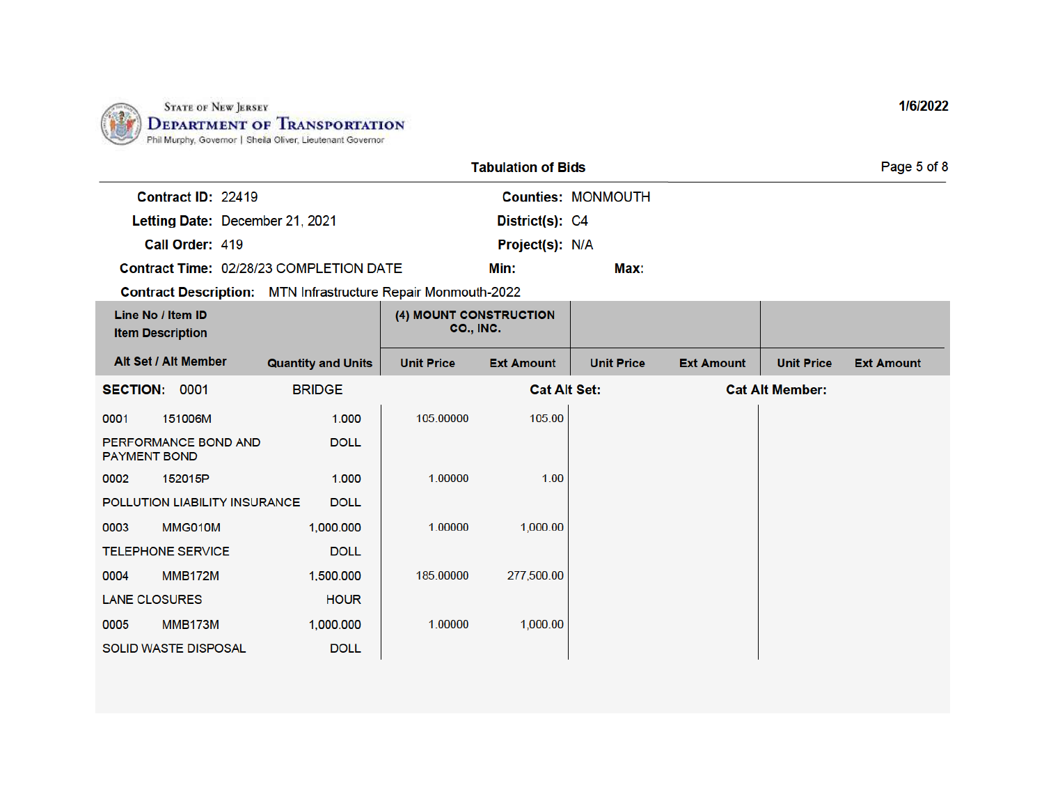State of New Jersey
**Department of Transportation**
Phil Murphy, Governor | Sheila Oliver, Lieutenant Governor

1/6/2022

## Tabulation of Bids

**Contract ID:** 22419  **Counties:** MONMOUTH
**Letting Date:** December 21, 2021  **District(s):** C4
**Call Order:** 419  **Project(s):** N/A
**Contract Time:** 02/28/23 COMPLETION DATE  **Min:**  **Max:**
**Contract Description:** MTN Infrastructure Repair Monmouth-2022

| Line No / Item ID / Item Description / Alt Set / Alt Member | Quantity and Units | (4) MOUNT CONSTRUCTION CO., INC. | | | | | |
|---|---|---|---|---|---|---|---|
| | | Unit Price | Ext Amount | Unit Price | Ext Amount | Unit Price | Ext Amount |
| **SECTION: 0001 BRIDGE** | | **Cat Alt Set:** | | | **Cat Alt Member:** | | |
| 0001 151006M PERFORMANCE BOND AND PAYMENT BOND | 1.000 DOLL | 105.00000 | 105.00 | | | | |
| 0002 152015P POLLUTION LIABILITY INSURANCE | 1.000 DOLL | 1.00000 | 1.00 | | | | |
| 0003 MMG010M TELEPHONE SERVICE | 1,000.000 DOLL | 1.00000 | 1,000.00 | | | | |
| 0004 MMB172M LANE CLOSURES | 1,500.000 HOUR | 185.00000 | 277,500.00 | | | | |
| 0005 MMB173M SOLID WASTE DISPOSAL | 1,000.000 DOLL | 1.00000 | 1,000.00 | | | | |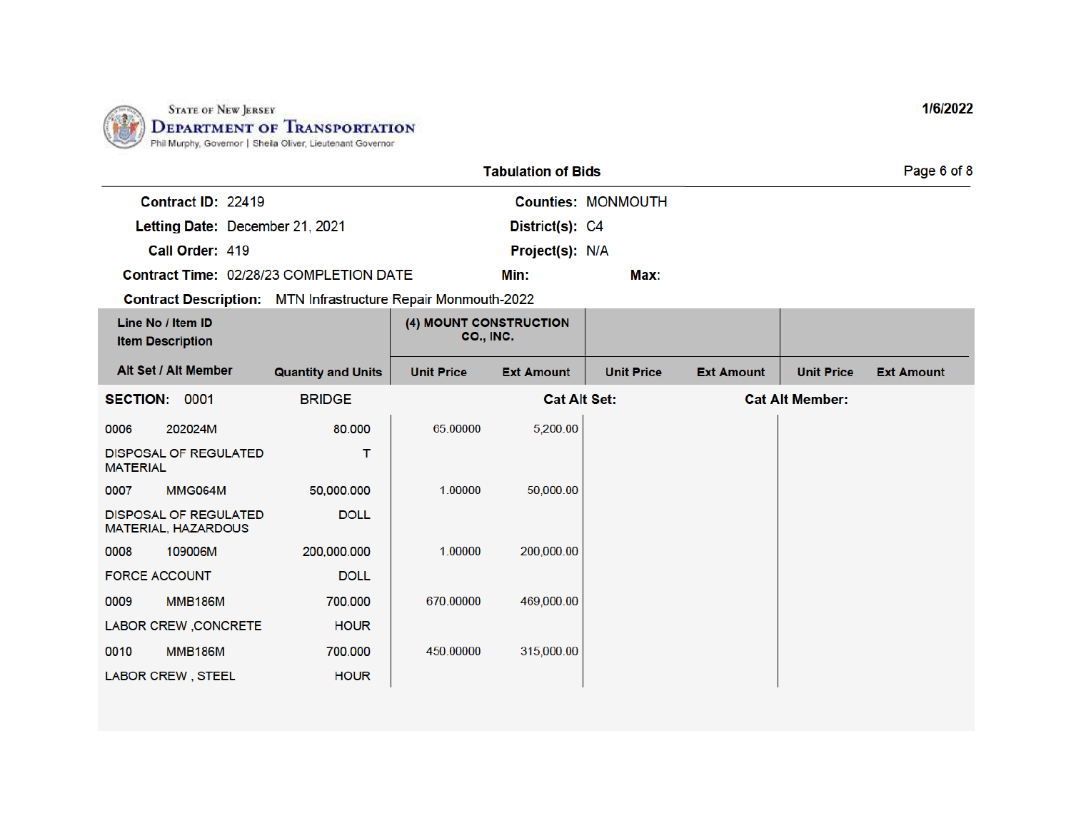State of New Jersey
Department of Transportation
Phil Murphy, Governor | Sheila Oliver, Lieutenant Governor

1/6/2022

## Tabulation of Bids

**Contract ID:** 22419 **Counties:** MONMOUTH

**Letting Date:** December 21, 2021 **District(s):** C4

**Call Order:** 419 **Project(s):** N/A

**Contract Time:** 02/28/23 COMPLETION DATE **Min:** **Max:**

**Contract Description:** MTN Infrastructure Repair Monmouth-2022

| Line No / Item ID / Item Description / Alt Set / Alt Member | | Quantity and Units | (4) MOUNT CONSTRUCTION CO., INC. Unit Price | Ext Amount | Unit Price | Ext Amount | Unit Price | Ext Amount |
|---|---|---|---|---|---|---|---|---|
| **SECTION:** 0001 | BRIDGE | | | **Cat Alt Set:** | | **Cat Alt Member:** | | |
| 0006 | 202024M | 80.000 | 65.00000 | 5,200.00 | | | | |
| DISPOSAL OF REGULATED MATERIAL | | T | | | | | | |
| 0007 | MMG064M | 50,000.000 | 1.00000 | 50,000.00 | | | | |
| DISPOSAL OF REGULATED MATERIAL, HAZARDOUS | | DOLL | | | | | | |
| 0008 | 109006M | 200,000.000 | 1.00000 | 200,000.00 | | | | |
| FORCE ACCOUNT | | DOLL | | | | | | |
| 0009 | MMB186M | 700.000 | 670.00000 | 469,000.00 | | | | |
| LABOR CREW ,CONCRETE | | HOUR | | | | | | |
| 0010 | MMB186M | 700.000 | 450.00000 | 315,000.00 | | | | |
| LABOR CREW , STEEL | | HOUR | | | | | | |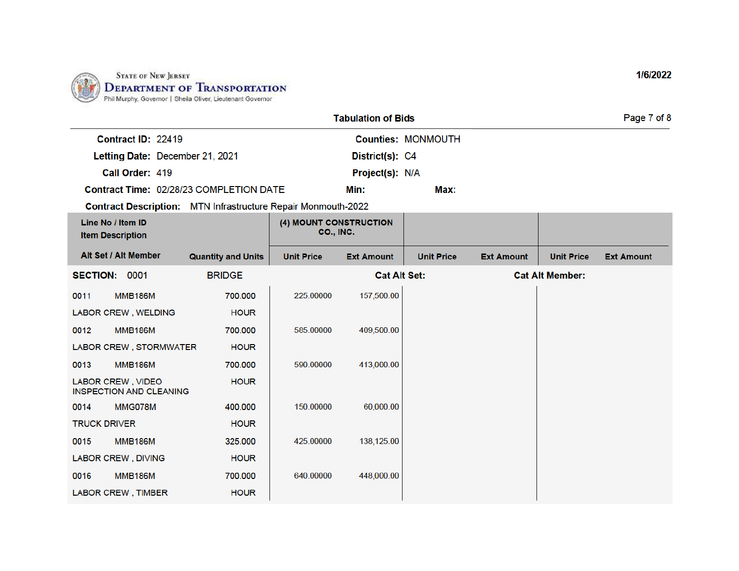State of New Jersey
**Department of Transportation**
Phil Murphy, Governor | Sheila Oliver, Lieutenant Governor

1/6/2022

**Tabulation of Bids**

**Contract ID:** 22419 **Counties:** MONMOUTH
**Letting Date:** December 21, 2021 **District(s):** C4
**Call Order:** 419 **Project(s):** N/A
**Contract Time:** 02/28/23 COMPLETION DATE **Min:** **Max:**
**Contract Description:** MTN Infrastructure Repair Monmouth-2022

| Line No / Item ID<br>Item Description<br>Alt Set / Alt Member | Quantity and Units | (4) MOUNT CONSTRUCTION CO., INC.<br>Unit Price | Ext Amount | Unit Price | Ext Amount | Unit Price | Ext Amount |
|---|---|---|---|---|---|---|---|
| **SECTION: 0001 BRIDGE** | | | **Cat Alt Set:** | | **Cat Alt Member:** | | |
| 0011 MMB186M | 700.000 | 225.00000 | 157,500.00 | | | | |
| LABOR CREW , WELDING | HOUR | | | | | | |
| 0012 MMB186M | 700.000 | 585.00000 | 409,500.00 | | | | |
| LABOR CREW , STORMWATER | HOUR | | | | | | |
| 0013 MMB186M | 700.000 | 590.00000 | 413,000.00 | | | | |
| LABOR CREW , VIDEO INSPECTION AND CLEANING | HOUR | | | | | | |
| 0014 MMG078M | 400.000 | 150.00000 | 60,000.00 | | | | |
| TRUCK DRIVER | HOUR | | | | | | |
| 0015 MMB186M | 325.000 | 425.00000 | 138,125.00 | | | | |
| LABOR CREW , DIVING | HOUR | | | | | | |
| 0016 MMB186M | 700.000 | 640.00000 | 448,000.00 | | | | |
| LABOR CREW , TIMBER | HOUR | | | | | | |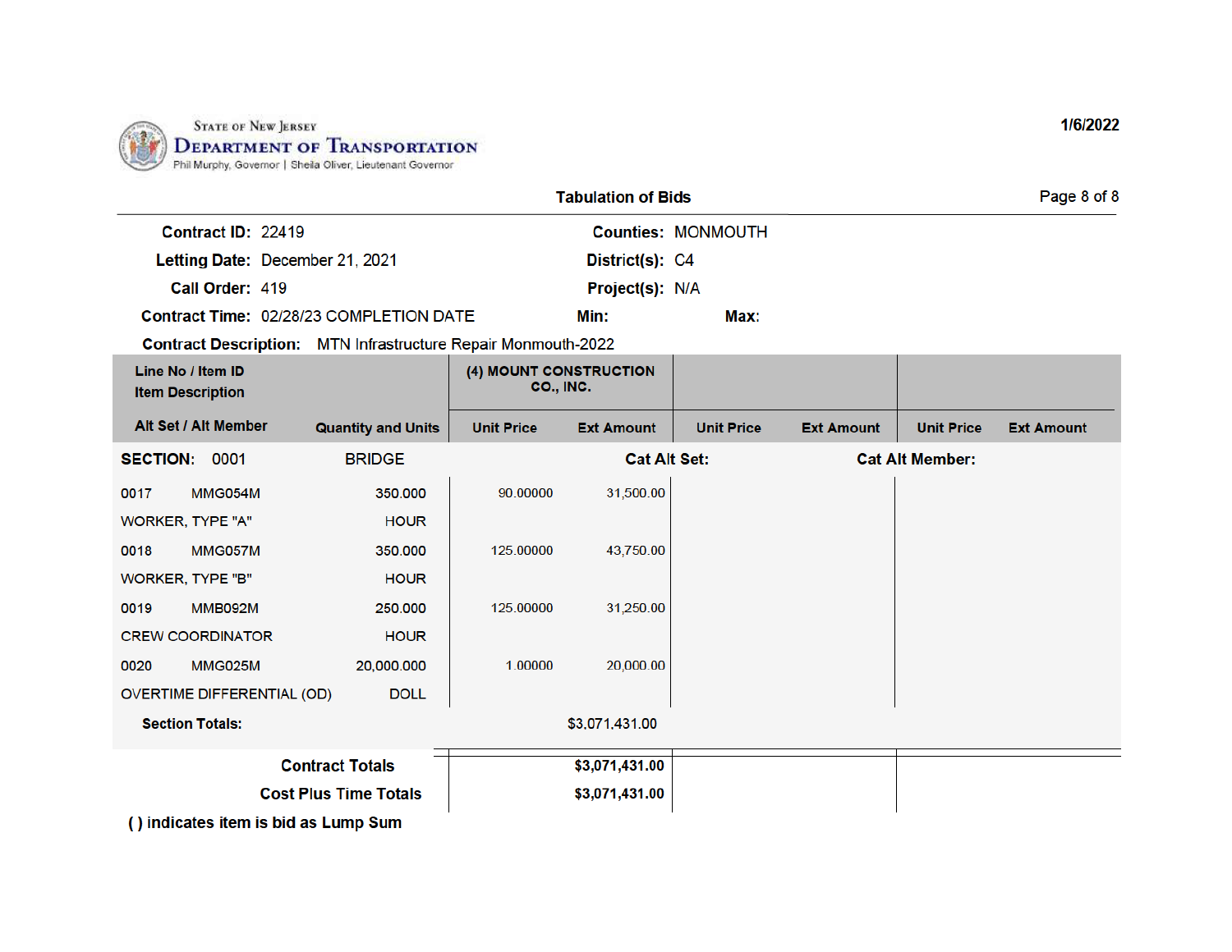State of New Jersey
**Department of Transportation**
Phil Murphy, Governor | Sheila Oliver, Lieutenant Governor

1/6/2022

## Tabulation of Bids

**Contract ID:** 22419 **Counties:** MONMOUTH

**Letting Date:** December 21, 2021 **District(s):** C4

**Call Order:** 419 **Project(s):** N/A

**Contract Time:** 02/28/23 COMPLETION DATE **Min:** **Max:**

**Contract Description:** MTN Infrastructure Repair Monmouth-2022

| Line No / Item ID<br>Item Description<br>Alt Set / Alt Member | Quantity and Units | (4) MOUNT CONSTRUCTION CO., INC.<br>Unit Price | <br>Ext Amount | <br>Unit Price | <br>Ext Amount | <br>Unit Price | <br>Ext Amount |
|---|---|---|---|---|---|---|---|
| **SECTION: 0001** BRIDGE | | | **Cat Alt Set:** | | **Cat Alt Member:** | | |
| 0017 MMG054M<br>WORKER, TYPE "A" | 350.000<br>HOUR | 90.00000 | 31,500.00 | | | | |
| 0018 MMG057M<br>WORKER, TYPE "B" | 350.000<br>HOUR | 125.00000 | 43,750.00 | | | | |
| 0019 MMB092M<br>CREW COORDINATOR | 250.000<br>HOUR | 125.00000 | 31,250.00 | | | | |
| 0020 MMG025M<br>OVERTIME DIFFERENTIAL (OD) | 20,000.000<br>DOLL | 1.00000 | 20,000.00 | | | | |
| **Section Totals:** | | | $3,071,431.00 | | | | |
| **Contract Totals** | | | **$3,071,431.00** | | | | |
| **Cost Plus Time Totals** | | | **$3,071,431.00** | | | | |

**( ) indicates item is bid as Lump Sum**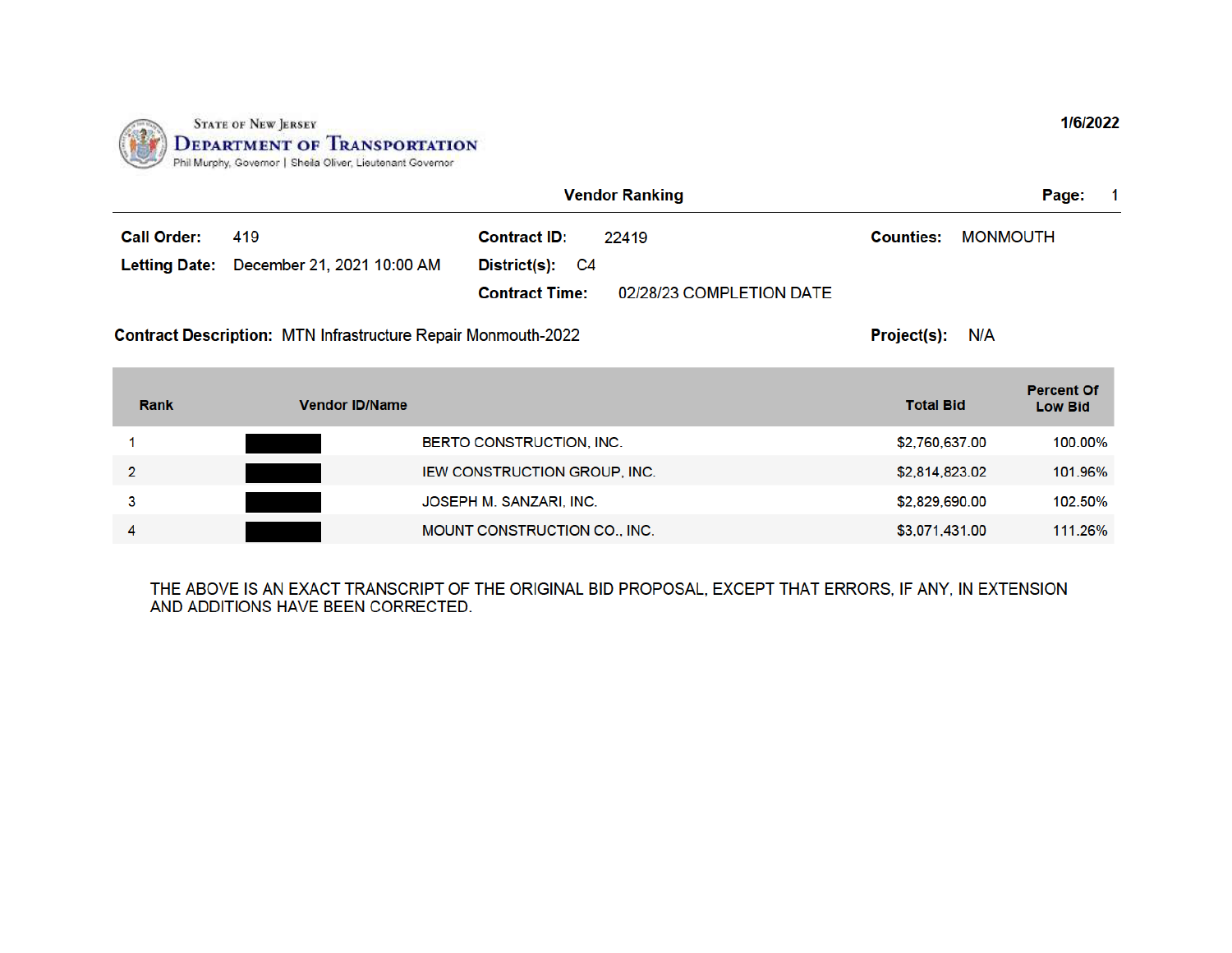State of New Jersey
**Department of Transportation**
Phil Murphy, Governor | Sheila Oliver, Lieutenant Governor

**1/6/2022**

## Vendor Ranking

**Call Order:** 419 **Contract ID:** 22419 **Counties:** MONMOUTH

**Letting Date:** December 21, 2021 10:00 AM **District(s):** C4

**Contract Time:** 02/28/23 COMPLETION DATE

**Contract Description:** MTN Infrastructure Repair Monmouth-2022 **Project(s):** N/A

| Rank | Vendor ID/Name | | Total Bid | Percent Of Low Bid |
|---|---|---|---|---|
| 1 | ███ | BERTO CONSTRUCTION, INC. | $2,760,637.00 | 100.00% |
| 2 | ███ | IEW CONSTRUCTION GROUP, INC. | $2,814,823.02 | 101.96% |
| 3 | ███ | JOSEPH M. SANZARI, INC. | $2,829,690.00 | 102.50% |
| 4 | ███ | MOUNT CONSTRUCTION CO., INC. | $3,071,431.00 | 111.26% |

THE ABOVE IS AN EXACT TRANSCRIPT OF THE ORIGINAL BID PROPOSAL, EXCEPT THAT ERRORS, IF ANY, IN EXTENSION AND ADDITIONS HAVE BEEN CORRECTED.